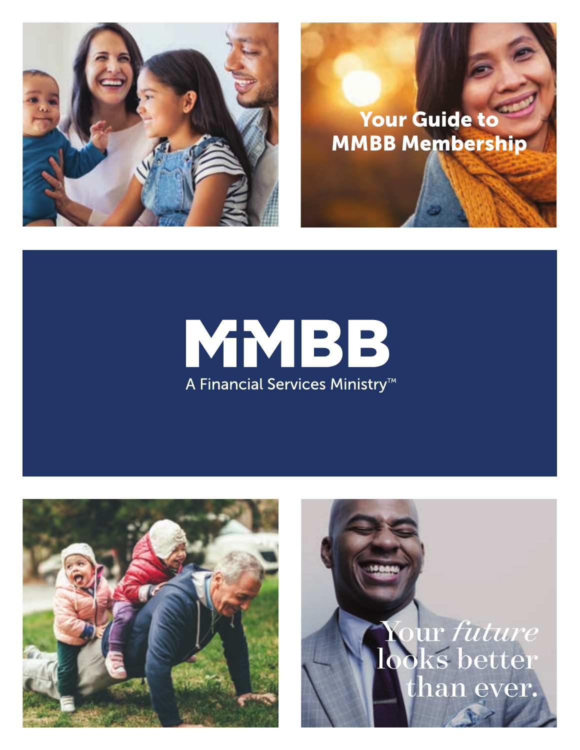# Your Guide to MMBB Membership

MMBB

A Financial Services Ministry™

Your *future* looks better than ever.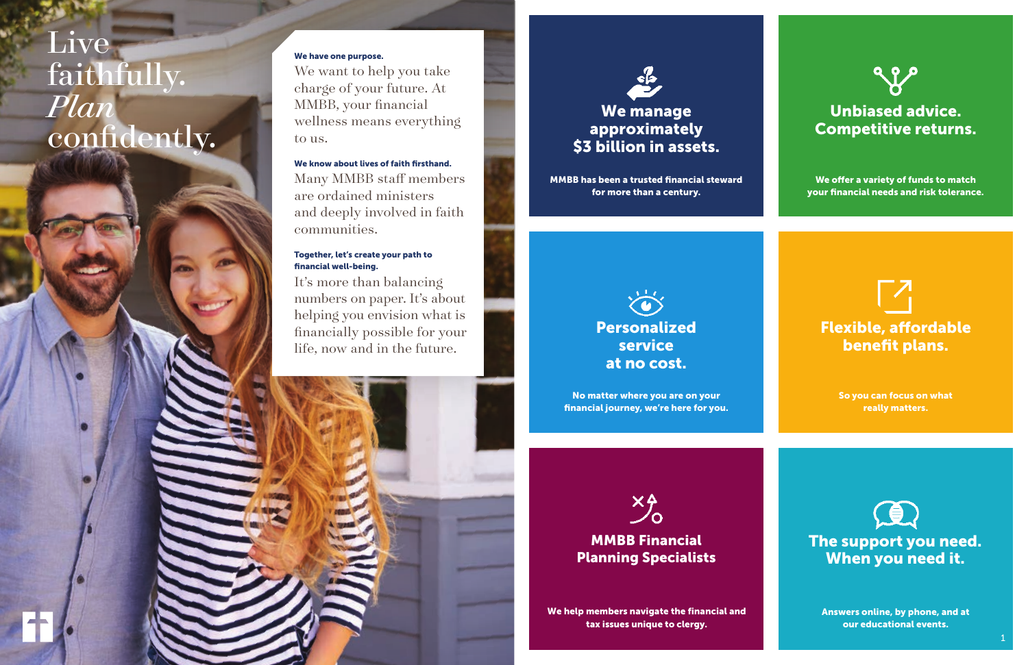# Live faithfully. *Plan* confidently.

**We have one purpose.**

We want to help you take charge of your future. At MMBB, your financial wellness means everything to us.

**We know about lives of faith firsthand.**

Many MMBB staff members are ordained ministers and deeply involved in faith communities.

**Together, let's create your path to financial well-being.**

It's more than balancing numbers on paper. It's about helping you envision what is financially possible for your life, now and in the future.

## We manage approximately $3 billion in assets.

**MMBB has been a trusted financial steward for more than a century.**

## Unbiased advice. Competitive returns.

**We offer a variety of funds to match your financial needs and risk tolerance.**

## Personalized service at no cost.

**No matter where you are on your financial journey, we're here for you.**

## Flexible, affordable benefit plans.

**So you can focus on what really matters.**

## MMBB Financial Planning Specialists

**We help members navigate the financial and tax issues unique to clergy.**

## The support you need. When you need it.

**Answers online, by phone, and at our educational events.**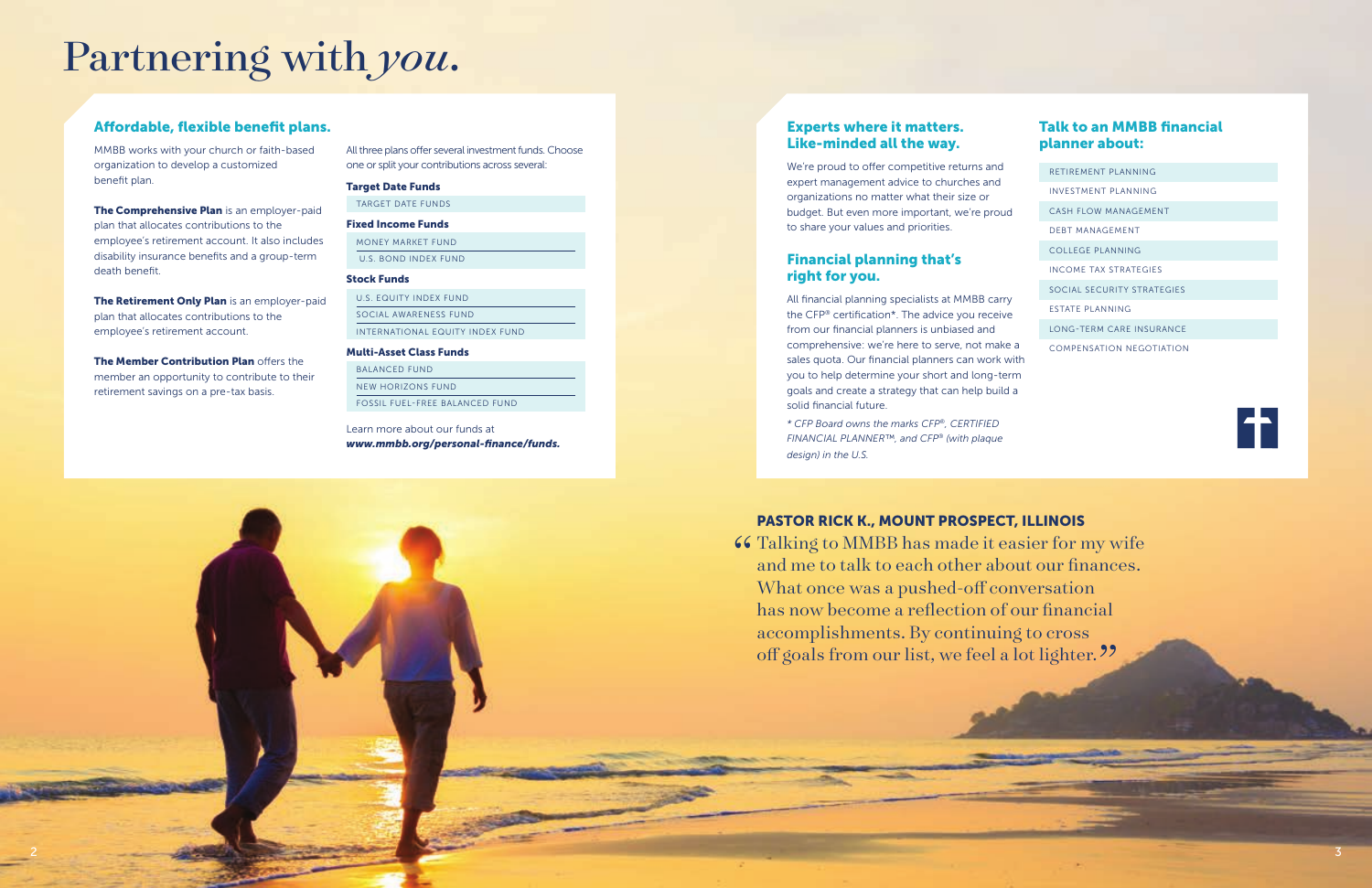# Partnering with *you.*

## Affordable, flexible benefit plans.

MMBB works with your church or faith-based organization to develop a customized benefit plan.

**The Comprehensive Plan** is an employer-paid plan that allocates contributions to the employee's retirement account. It also includes disability insurance benefits and a group-term death benefit.

**The Retirement Only Plan** is an employer-paid plan that allocates contributions to the employee's retirement account.

**The Member Contribution Plan** offers the member an opportunity to contribute to their retirement savings on a pre-tax basis.

All three plans offer several investment funds. Choose one or split your contributions across several:

**Target Date Funds**

- TARGET DATE FUNDS

**Fixed Income Funds**

- MONEY MARKET FUND
- U.S. BOND INDEX FUND

**Stock Funds**

- U.S. EQUITY INDEX FUND
- SOCIAL AWARENESS FUND
- INTERNATIONAL EQUITY INDEX FUND

**Multi-Asset Class Funds**

- BALANCED FUND
- NEW HORIZONS FUND
- FOSSIL FUEL-FREE BALANCED FUND

Learn more about our funds at ***www.mmbb.org/personal-finance/funds.***

## Experts where it matters. Like-minded all the way.

We're proud to offer competitive returns and expert management advice to churches and organizations no matter what their size or budget. But even more important, we're proud to share your values and priorities.

## Financial planning that's right for you.

All financial planning specialists at MMBB carry the CFP® certification*. The advice you receive from our financial planners is unbiased and comprehensive: we're here to serve, not make a sales quota. Our financial planners can work with you to help determine your short and long-term goals and create a strategy that can help build a solid financial future.

*\* CFP Board owns the marks CFP®, CERTIFIED FINANCIAL PLANNER™, and CFP® (with plaque design) in the U.S.*

## Talk to an MMBB financial planner about:

- RETIREMENT PLANNING
- INVESTMENT PLANNING
- CASH FLOW MANAGEMENT
- DEBT MANAGEMENT
- COLLEGE PLANNING
- INCOME TAX STRATEGIES
- SOCIAL SECURITY STRATEGIES
- ESTATE PLANNING
- LONG-TERM CARE INSURANCE
- COMPENSATION NEGOTIATION

**PASTOR RICK K., MOUNT PROSPECT, ILLINOIS**

"Talking to MMBB has made it easier for my wife and me to talk to each other about our finances. What once was a pushed-off conversation has now become a reflection of our financial accomplishments. By continuing to cross off goals from our list, we feel a lot lighter."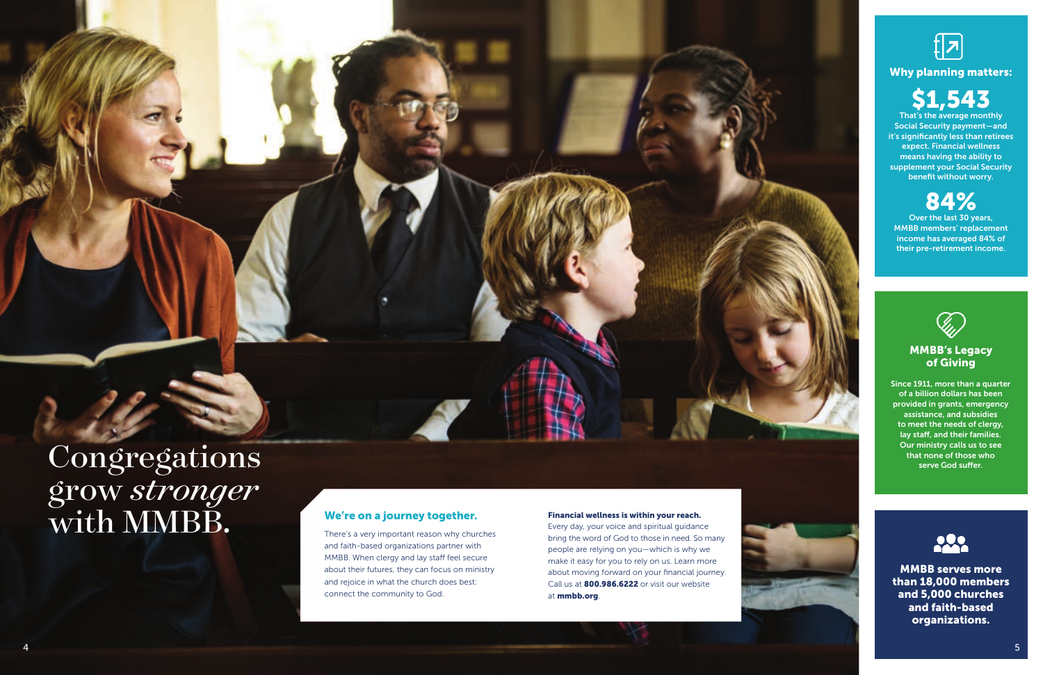# Congregations grow *stronger* with MMBB.

## We're on a journey together.

There's a very important reason why churches and faith-based organizations partner with MMBB. When clergy and lay staff feel secure about their futures, they can focus on ministry and rejoice in what the church does best: connect the community to God.

**Financial wellness is within your reach.**
Every day, your voice and spiritual guidance bring the word of God to those in need. So many people are relying on you—which is why we make it easy for you to rely on us. Learn more about moving forward on your financial journey. Call us at **800.986.6222** or visit our website at **mmbb.org**.

## Why planning matters:

**$1,543**
That's the average monthly Social Security payment—and it's significantly less than retirees expect. Financial wellness means having the ability to supplement your Social Security benefit without worry.

**84%**
Over the last 30 years, MMBB members' replacement income has averaged 84% of their pre-retirement income.

## MMBB's Legacy of Giving

Since 1911, more than a quarter of a billion dollars has been provided in grants, emergency assistance, and subsidies to meet the needs of clergy, lay staff, and their families. Our ministry calls us to see that none of those who serve God suffer.

**MMBB serves more than 18,000 members and 5,000 churches and faith-based organizations.**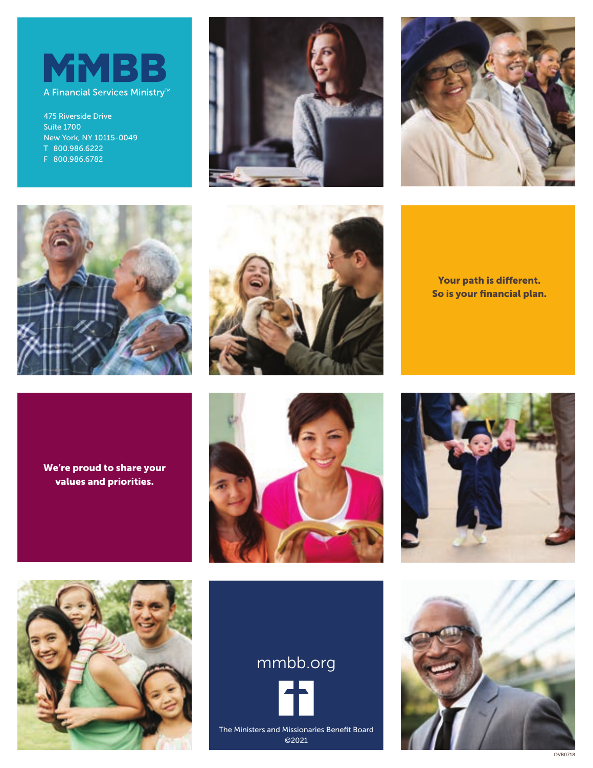# MMBB

A Financial Services Ministry™

475 Riverside Drive
Suite 1700
New York, NY 10115-0049
T 800.986.6222
F 800.986.6782

**Your path is different.
So is your financial plan.**

**We're proud to share your values and priorities.**

mmbb.org

The Ministers and Missionaries Benefit Board
©2021

OVB0718